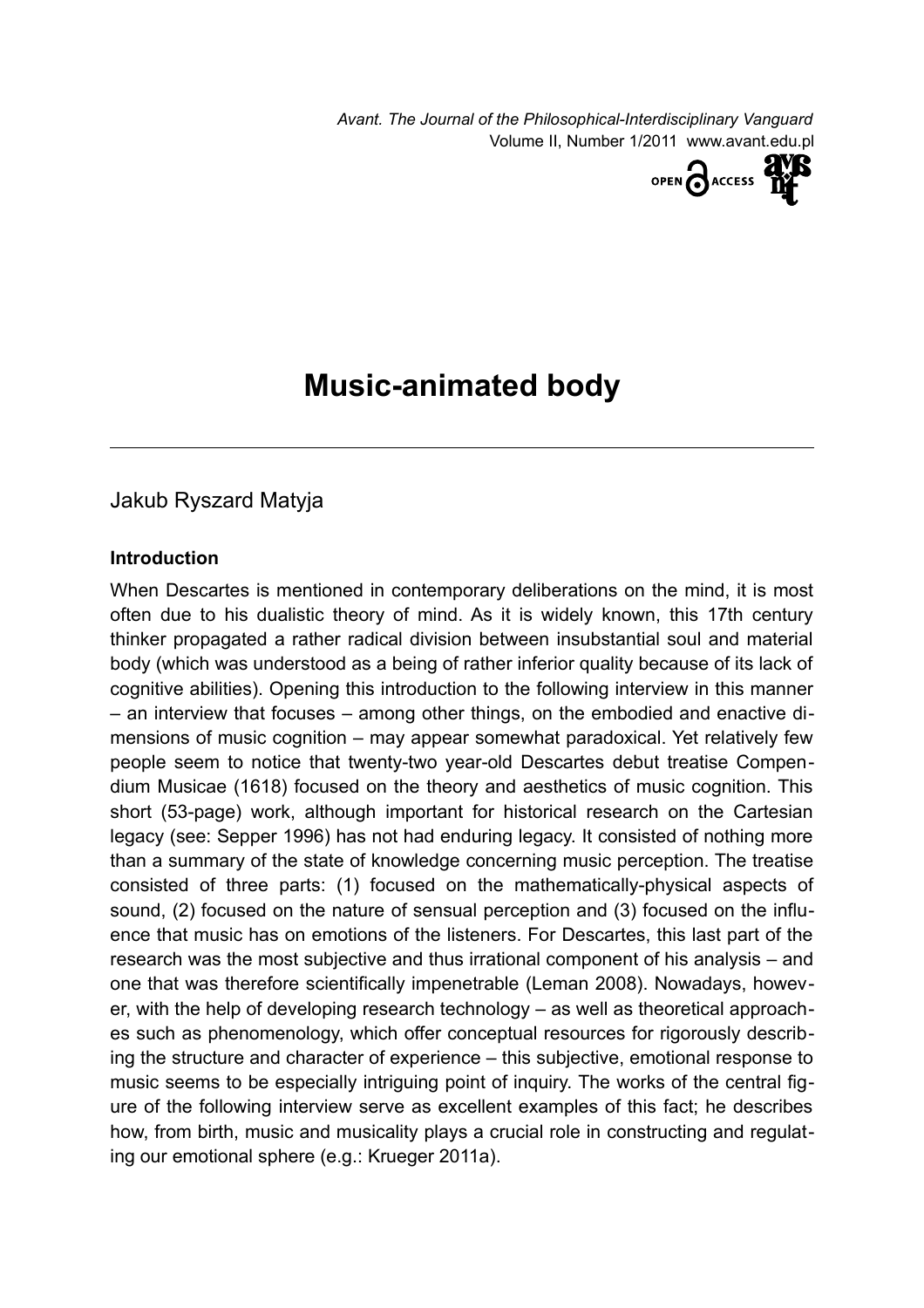# Music-animated body

Jakub Ryszard Matyja

**Introduction**

When Descartes is mentioned in contemporary deliberations on the mind, it is most often due to his dualistic theory of mind. As it is widely known, this 17th century thinker propagated a rather radical division between insubstantial soul and material body (which was understood as a being of rather inferior quality because of its lack of cognitive abilities). Opening this introduction to the following interview in this manner – an interview that focuses – among other things, on the embodied and enactive dimensions of music cognition – may appear somewhat paradoxical. Yet relatively few people seem to notice that twenty-two year-old Descartes debut treatise Compendium Musicae (1618) focused on the theory and aesthetics of music cognition. This short (53-page) work, although important for historical research on the Cartesian legacy (see: Sepper 1996) has not had enduring legacy. It consisted of nothing more than a summary of the state of knowledge concerning music perception. The treatise consisted of three parts: (1) focused on the mathematically-physical aspects of sound, (2) focused on the nature of sensual perception and (3) focused on the influence that music has on emotions of the listeners. For Descartes, this last part of the research was the most subjective and thus irrational component of his analysis – and one that was therefore scientifically impenetrable (Leman 2008). Nowadays, however, with the help of developing research technology – as well as theoretical approaches such as phenomenology, which offer conceptual resources for rigorously describing the structure and character of experience – this subjective, emotional response to music seems to be especially intriguing point of inquiry. The works of the central figure of the following interview serve as excellent examples of this fact; he describes how, from birth, music and musicality plays a crucial role in constructing and regulating our emotional sphere (e.g.: Krueger 2011a).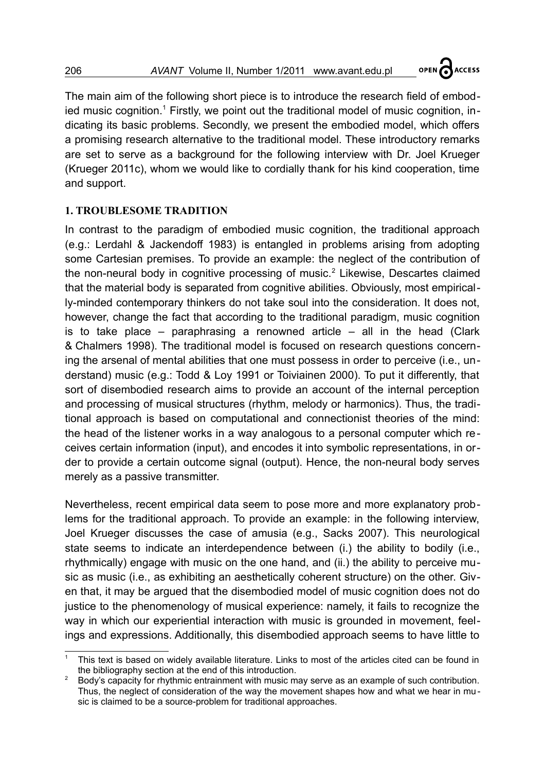The main aim of the following short piece is to introduce the research field of embodied music cognition.[1] Firstly, we point out the traditional model of music cognition, indicating its basic problems. Secondly, we present the embodied model, which offers a promising research alternative to the traditional model. These introductory remarks are set to serve as a background for the following interview with Dr. Joel Krueger (Krueger 2011c), whom we would like to cordially thank for his kind cooperation, time and support.

## 1. TROUBLESOME TRADITION

In contrast to the paradigm of embodied music cognition, the traditional approach (e.g.: Lerdahl & Jackendoff 1983) is entangled in problems arising from adopting some Cartesian premises. To provide an example: the neglect of the contribution of the non-neural body in cognitive processing of music.[2] Likewise, Descartes claimed that the material body is separated from cognitive abilities. Obviously, most empirically-minded contemporary thinkers do not take soul into the consideration. It does not, however, change the fact that according to the traditional paradigm, music cognition is to take place – paraphrasing a renowned article – all in the head (Clark & Chalmers 1998). The traditional model is focused on research questions concerning the arsenal of mental abilities that one must possess in order to perceive (i.e., understand) music (e.g.: Todd & Loy 1991 or Toiviainen 2000). To put it differently, that sort of disembodied research aims to provide an account of the internal perception and processing of musical structures (rhythm, melody or harmonics). Thus, the traditional approach is based on computational and connectionist theories of the mind: the head of the listener works in a way analogous to a personal computer which receives certain information (input), and encodes it into symbolic representations, in order to provide a certain outcome signal (output). Hence, the non-neural body serves merely as a passive transmitter.

Nevertheless, recent empirical data seem to pose more and more explanatory problems for the traditional approach. To provide an example: in the following interview, Joel Krueger discusses the case of amusia (e.g., Sacks 2007). This neurological state seems to indicate an interdependence between (i.) the ability to bodily (i.e., rhythmically) engage with music on the one hand, and (ii.) the ability to perceive music as music (i.e., as exhibiting an aesthetically coherent structure) on the other. Given that, it may be argued that the disembodied model of music cognition does not do justice to the phenomenology of musical experience: namely, it fails to recognize the way in which our experiential interaction with music is grounded in movement, feelings and expressions. Additionally, this disembodied approach seems to have little to

---

[1] This text is based on widely available literature. Links to most of the articles cited can be found in the bibliography section at the end of this introduction.

[2] Body's capacity for rhythmic entrainment with music may serve as an example of such contribution. Thus, the neglect of consideration of the way the movement shapes how and what we hear in music is claimed to be a source-problem for traditional approaches.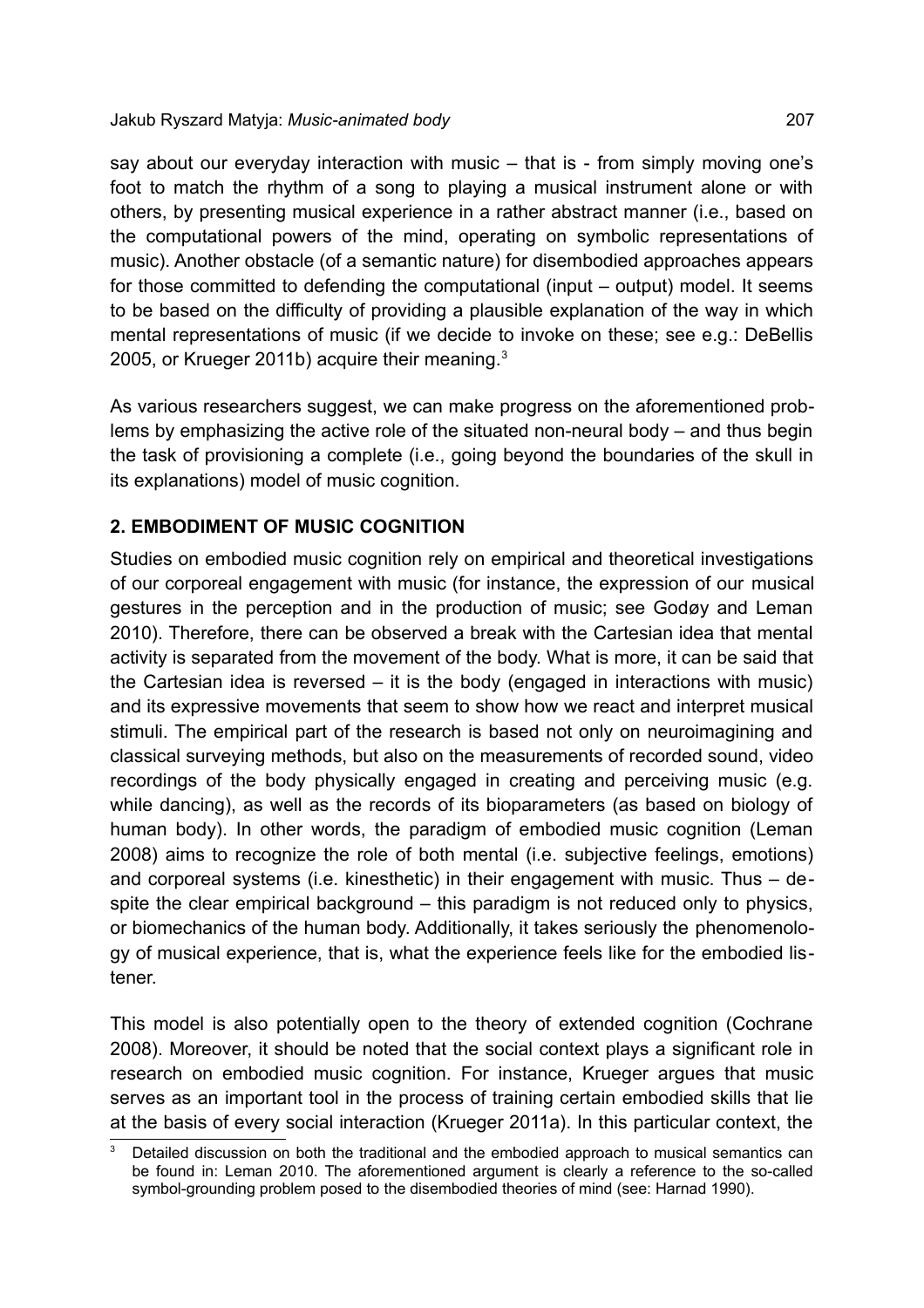say about our everyday interaction with music – that is - from simply moving one's foot to match the rhythm of a song to playing a musical instrument alone or with others, by presenting musical experience in a rather abstract manner (i.e., based on the computational powers of the mind, operating on symbolic representations of music). Another obstacle (of a semantic nature) for disembodied approaches appears for those committed to defending the computational (input – output) model. It seems to be based on the difficulty of providing a plausible explanation of the way in which mental representations of music (if we decide to invoke on these; see e.g.: DeBellis 2005, or Krueger 2011b) acquire their meaning.[3]

As various researchers suggest, we can make progress on the aforementioned problems by emphasizing the active role of the situated non-neural body – and thus begin the task of provisioning a complete (i.e., going beyond the boundaries of the skull in its explanations) model of music cognition.

## 2. EMBODIMENT OF MUSIC COGNITION

Studies on embodied music cognition rely on empirical and theoretical investigations of our corporeal engagement with music (for instance, the expression of our musical gestures in the perception and in the production of music; see Godøy and Leman 2010). Therefore, there can be observed a break with the Cartesian idea that mental activity is separated from the movement of the body. What is more, it can be said that the Cartesian idea is reversed – it is the body (engaged in interactions with music) and its expressive movements that seem to show how we react and interpret musical stimuli. The empirical part of the research is based not only on neuroimagining and classical surveying methods, but also on the measurements of recorded sound, video recordings of the body physically engaged in creating and perceiving music (e.g. while dancing), as well as the records of its bioparameters (as based on biology of human body). In other words, the paradigm of embodied music cognition (Leman 2008) aims to recognize the role of both mental (i.e. subjective feelings, emotions) and corporeal systems (i.e. kinesthetic) in their engagement with music. Thus – despite the clear empirical background – this paradigm is not reduced only to physics, or biomechanics of the human body. Additionally, it takes seriously the phenomenology of musical experience, that is, what the experience feels like for the embodied listener.

This model is also potentially open to the theory of extended cognition (Cochrane 2008). Moreover, it should be noted that the social context plays a significant role in research on embodied music cognition. For instance, Krueger argues that music serves as an important tool in the process of training certain embodied skills that lie at the basis of every social interaction (Krueger 2011a). In this particular context, the

[3] Detailed discussion on both the traditional and the embodied approach to musical semantics can be found in: Leman 2010. The aforementioned argument is clearly a reference to the so-called symbol-grounding problem posed to the disembodied theories of mind (see: Harnad 1990).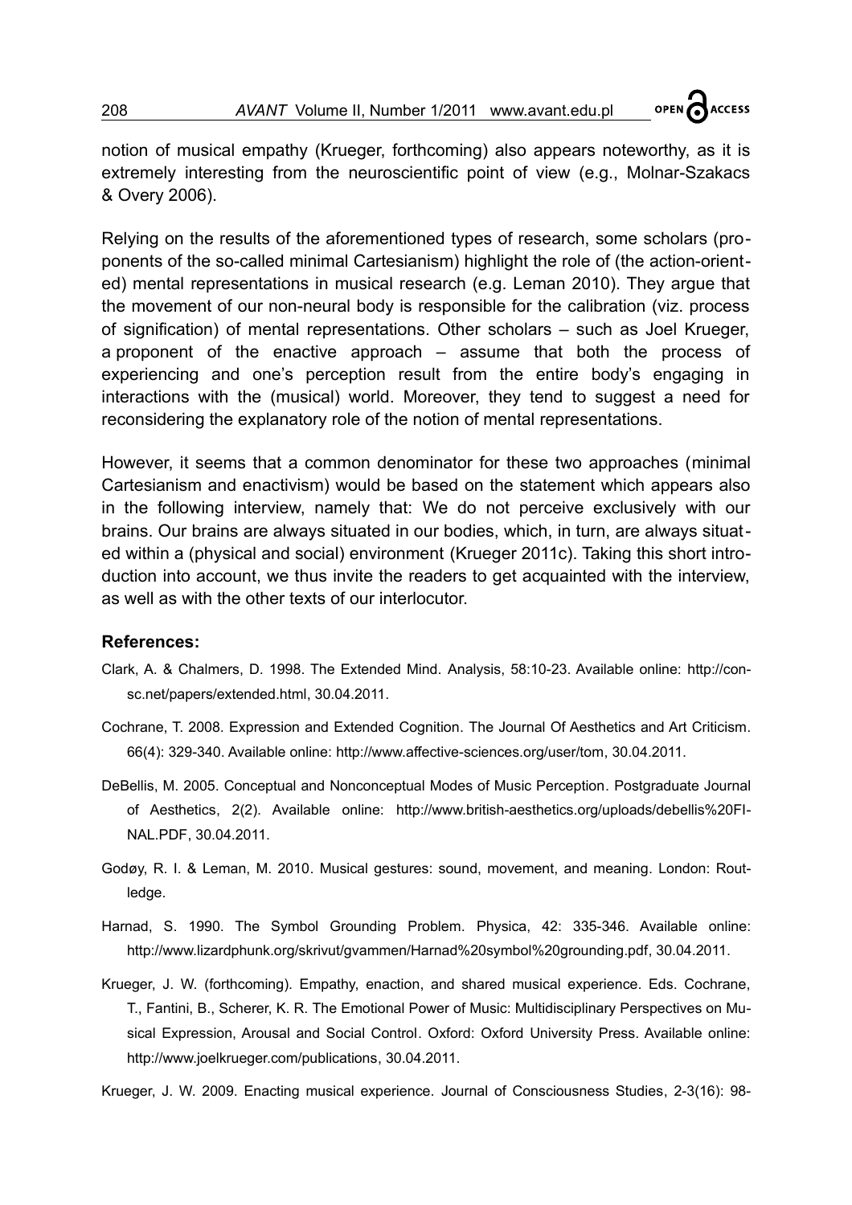notion of musical empathy (Krueger, forthcoming) also appears noteworthy, as it is extremely interesting from the neuroscientific point of view (e.g., Molnar-Szakacs & Overy 2006).

Relying on the results of the aforementioned types of research, some scholars (proponents of the so-called minimal Cartesianism) highlight the role of (the action-oriented) mental representations in musical research (e.g. Leman 2010). They argue that the movement of our non-neural body is responsible for the calibration (viz. process of signification) of mental representations. Other scholars – such as Joel Krueger, a proponent of the enactive approach – assume that both the process of experiencing and one's perception result from the entire body's engaging in interactions with the (musical) world. Moreover, they tend to suggest a need for reconsidering the explanatory role of the notion of mental representations.

However, it seems that a common denominator for these two approaches (minimal Cartesianism and enactivism) would be based on the statement which appears also in the following interview, namely that: We do not perceive exclusively with our brains. Our brains are always situated in our bodies, which, in turn, are always situated within a (physical and social) environment (Krueger 2011c). Taking this short introduction into account, we thus invite the readers to get acquainted with the interview, as well as with the other texts of our interlocutor.

### References:

Clark, A. & Chalmers, D. 1998. The Extended Mind. Analysis, 58:10-23. Available online: http://consc.net/papers/extended.html, 30.04.2011.

Cochrane, T. 2008. Expression and Extended Cognition. The Journal Of Aesthetics and Art Criticism. 66(4): 329-340. Available online: http://www.affective-sciences.org/user/tom, 30.04.2011.

DeBellis, M. 2005. Conceptual and Nonconceptual Modes of Music Perception. Postgraduate Journal of Aesthetics, 2(2). Available online: http://www.british-aesthetics.org/uploads/debellis%20FINAL.PDF, 30.04.2011.

Godøy, R. I. & Leman, M. 2010. Musical gestures: sound, movement, and meaning. London: Routledge.

Harnad, S. 1990. The Symbol Grounding Problem. Physica, 42: 335-346. Available online: http://www.lizardphunk.org/skrivut/gvammen/Harnad%20symbol%20grounding.pdf, 30.04.2011.

Krueger, J. W. (forthcoming). Empathy, enaction, and shared musical experience. Eds. Cochrane, T., Fantini, B., Scherer, K. R. The Emotional Power of Music: Multidisciplinary Perspectives on Musical Expression, Arousal and Social Control. Oxford: Oxford University Press. Available online: http://www.joelkrueger.com/publications, 30.04.2011.

Krueger, J. W. 2009. Enacting musical experience. Journal of Consciousness Studies, 2-3(16): 98-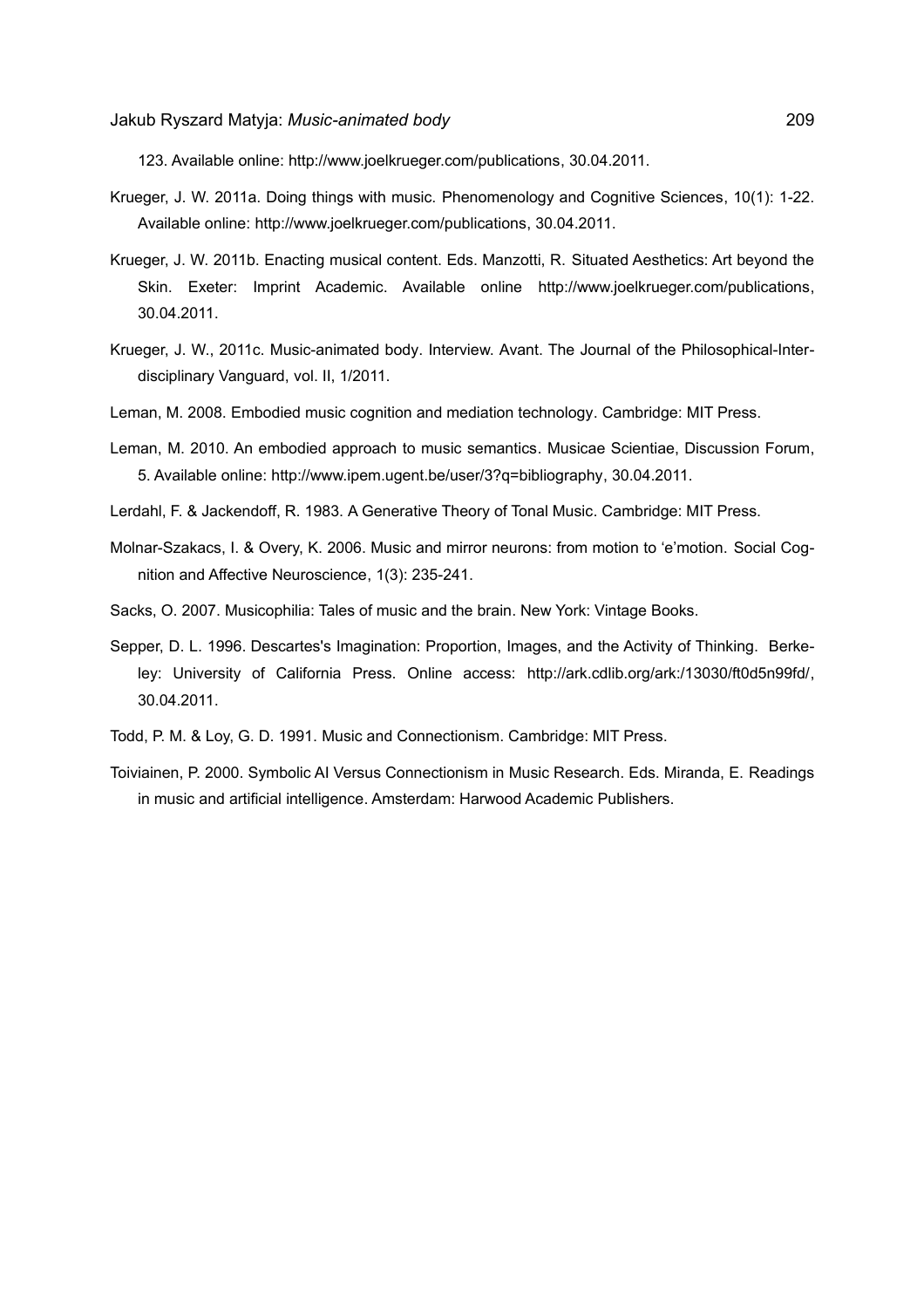123. Available online: http://www.joelkrueger.com/publications, 30.04.2011.

Krueger, J. W. 2011a. Doing things with music. Phenomenology and Cognitive Sciences, 10(1): 1-22. Available online: http://www.joelkrueger.com/publications, 30.04.2011.

Krueger, J. W. 2011b. Enacting musical content. Eds. Manzotti, R. Situated Aesthetics: Art beyond the Skin. Exeter: Imprint Academic. Available online http://www.joelkrueger.com/publications, 30.04.2011.

Krueger, J. W., 2011c. Music-animated body. Interview. Avant. The Journal of the Philosophical-Interdisciplinary Vanguard, vol. II, 1/2011.

Leman, M. 2008. Embodied music cognition and mediation technology. Cambridge: MIT Press.

Leman, M. 2010. An embodied approach to music semantics. Musicae Scientiae, Discussion Forum, 5. Available online: http://www.ipem.ugent.be/user/3?q=bibliography, 30.04.2011.

Lerdahl, F. & Jackendoff, R. 1983. A Generative Theory of Tonal Music. Cambridge: MIT Press.

Molnar-Szakacs, I. & Overy, K. 2006. Music and mirror neurons: from motion to 'e'motion. Social Cognition and Affective Neuroscience, 1(3): 235-241.

Sacks, O. 2007. Musicophilia: Tales of music and the brain. New York: Vintage Books.

Sepper, D. L. 1996. Descartes's Imagination: Proportion, Images, and the Activity of Thinking. Berkeley: University of California Press. Online access: http://ark.cdlib.org/ark:/13030/ft0d5n99fd/, 30.04.2011.

Todd, P. M. & Loy, G. D. 1991. Music and Connectionism. Cambridge: MIT Press.

Toiviainen, P. 2000. Symbolic AI Versus Connectionism in Music Research. Eds. Miranda, E. Readings in music and artificial intelligence. Amsterdam: Harwood Academic Publishers.